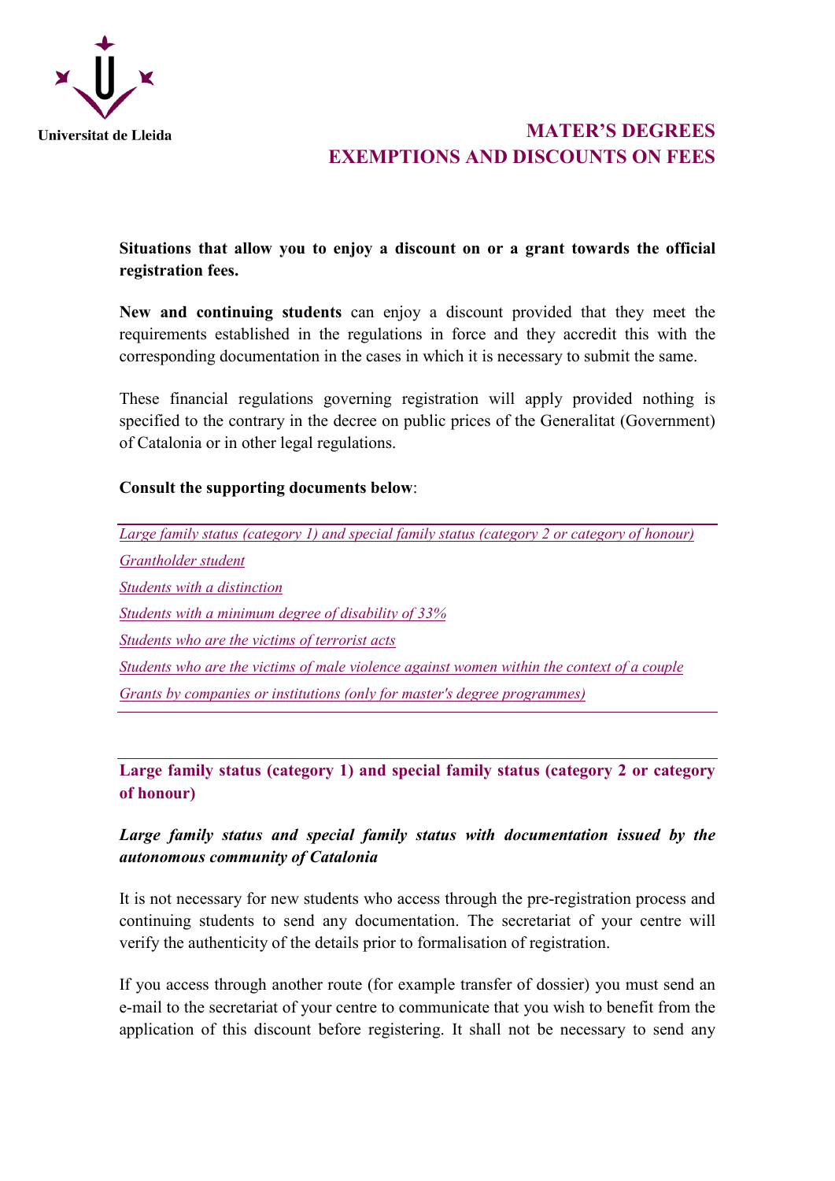Universitat de Lleida

# MATER'S DEGREES
# EXEMPTIONS AND DISCOUNTS ON FEES

**Situations that allow you to enjoy a discount on or a grant towards the official registration fees.**

**New and continuing students** can enjoy a discount provided that they meet the requirements established in the regulations in force and they accredit this with the corresponding documentation in the cases in which it is necessary to submit the same.

These financial regulations governing registration will apply provided nothing is specified to the contrary in the decree on public prices of the Generalitat (Government) of Catalonia or in other legal regulations.

**Consult the supporting documents below**:

*Large family status (category 1) and special family status (category 2 or category of honour)*

*Grantholder student*

*Students with a distinction*

*Students with a minimum degree of disability of 33%*

*Students who are the victims of terrorist acts*

*Students who are the victims of male violence against women within the context of a couple*

*Grants by companies or institutions (only for master's degree programmes)*

## Large family status (category 1) and special family status (category 2 or category of honour)

### *Large family status and special family status with documentation issued by the autonomous community of Catalonia*

It is not necessary for new students who access through the pre-registration process and continuing students to send any documentation. The secretariat of your centre will verify the authenticity of the details prior to formalisation of registration.

If you access through another route (for example transfer of dossier) you must send an e-mail to the secretariat of your centre to communicate that you wish to benefit from the application of this discount before registering. It shall not be necessary to send any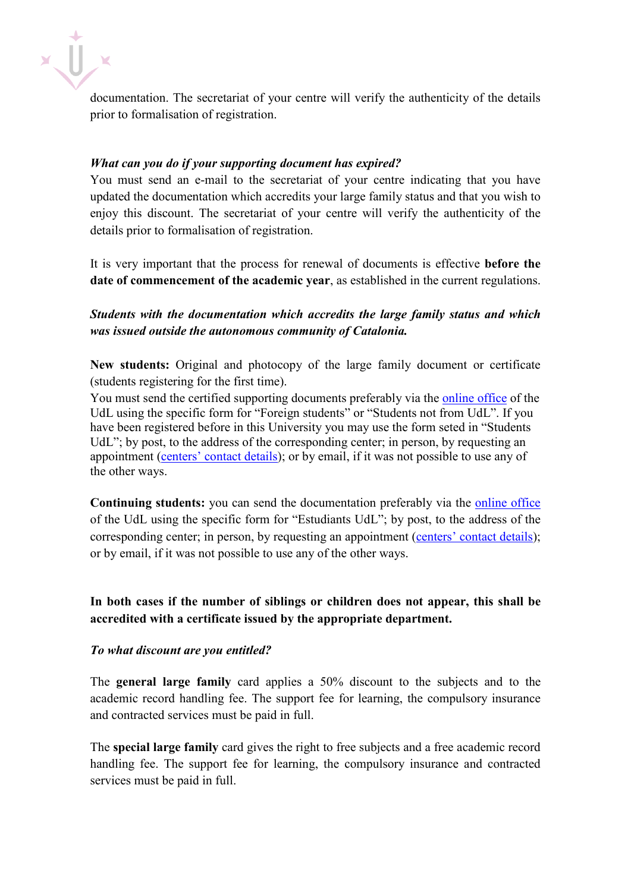documentation. The secretariat of your centre will verify the authenticity of the details prior to formalisation of registration.

***What can you do if your supporting document has expired?***

You must send an e-mail to the secretariat of your centre indicating that you have updated the documentation which accredits your large family status and that you wish to enjoy this discount. The secretariat of your centre will verify the authenticity of the details prior to formalisation of registration.

It is very important that the process for renewal of documents is effective **before the date of commencement of the academic year**, as established in the current regulations.

***Students with the documentation which accredits the large family status and which was issued outside the autonomous community of Catalonia.***

**New students:** Original and photocopy of the large family document or certificate (students registering for the first time).

You must send the certified supporting documents preferably via the online office of the UdL using the specific form for "Foreign students" or "Students not from UdL". If you have been registered before in this University you may use the form seted in "Students UdL"; by post, to the address of the corresponding center; in person, by requesting an appointment (centers' contact details); or by email, if it was not possible to use any of the other ways.

**Continuing students:** you can send the documentation preferably via the online office of the UdL using the specific form for "Estudiants UdL"; by post, to the address of the corresponding center; in person, by requesting an appointment (centers' contact details); or by email, if it was not possible to use any of the other ways.

**In both cases if the number of siblings or children does not appear, this shall be accredited with a certificate issued by the appropriate department.**

*To what discount are you entitled?*

The **general large family** card applies a 50% discount to the subjects and to the academic record handling fee. The support fee for learning, the compulsory insurance and contracted services must be paid in full.

The **special large family** card gives the right to free subjects and a free academic record handling fee. The support fee for learning, the compulsory insurance and contracted services must be paid in full.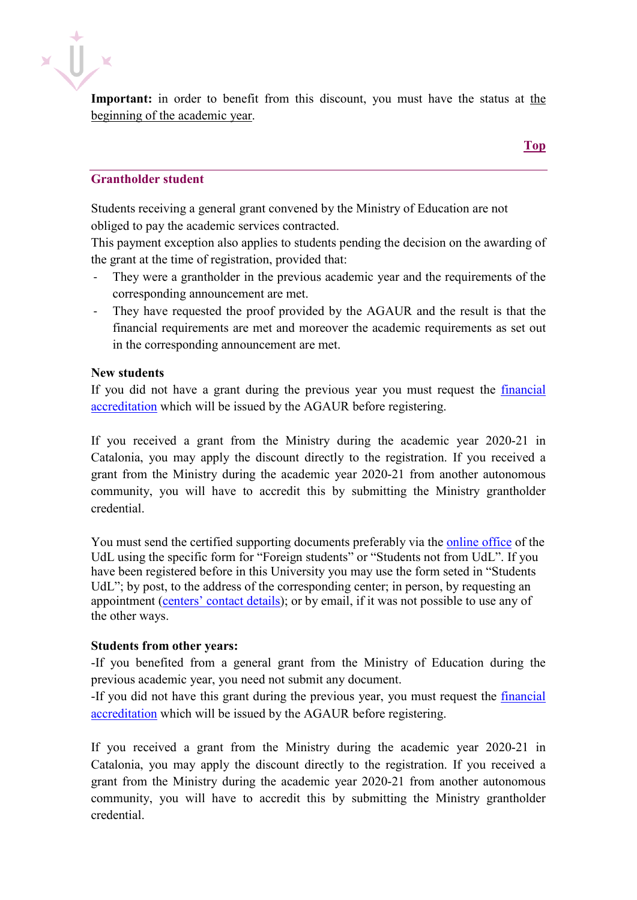**Important:** in order to benefit from this discount, you must have the status at the beginning of the academic year.

Top

---

## Grantholder student

Students receiving a general grant convened by the Ministry of Education are not obliged to pay the academic services contracted.
This payment exception also applies to students pending the decision on the awarding of the grant at the time of registration, provided that:

- They were a grantholder in the previous academic year and the requirements of the corresponding announcement are met.
- They have requested the proof provided by the AGAUR and the result is that the financial requirements are met and moreover the academic requirements as set out in the corresponding announcement are met.

**New students**
If you did not have a grant during the previous year you must request the financial accreditation which will be issued by the AGAUR before registering.

If you received a grant from the Ministry during the academic year 2020-21 in Catalonia, you may apply the discount directly to the registration. If you received a grant from the Ministry during the academic year 2020-21 from another autonomous community, you will have to accredit this by submitting the Ministry grantholder credential.

You must send the certified supporting documents preferably via the online office of the UdL using the specific form for "Foreign students" or "Students not from UdL". If you have been registered before in this University you may use the form seted in "Students UdL"; by post, to the address of the corresponding center; in person, by requesting an appointment (centers' contact details); or by email, if it was not possible to use any of the other ways.

**Students from other years:**
-If you benefited from a general grant from the Ministry of Education during the previous academic year, you need not submit any document.
-If you did not have this grant during the previous year, you must request the financial accreditation which will be issued by the AGAUR before registering.

If you received a grant from the Ministry during the academic year 2020-21 in Catalonia, you may apply the discount directly to the registration. If you received a grant from the Ministry during the academic year 2020-21 from another autonomous community, you will have to accredit this by submitting the Ministry grantholder credential.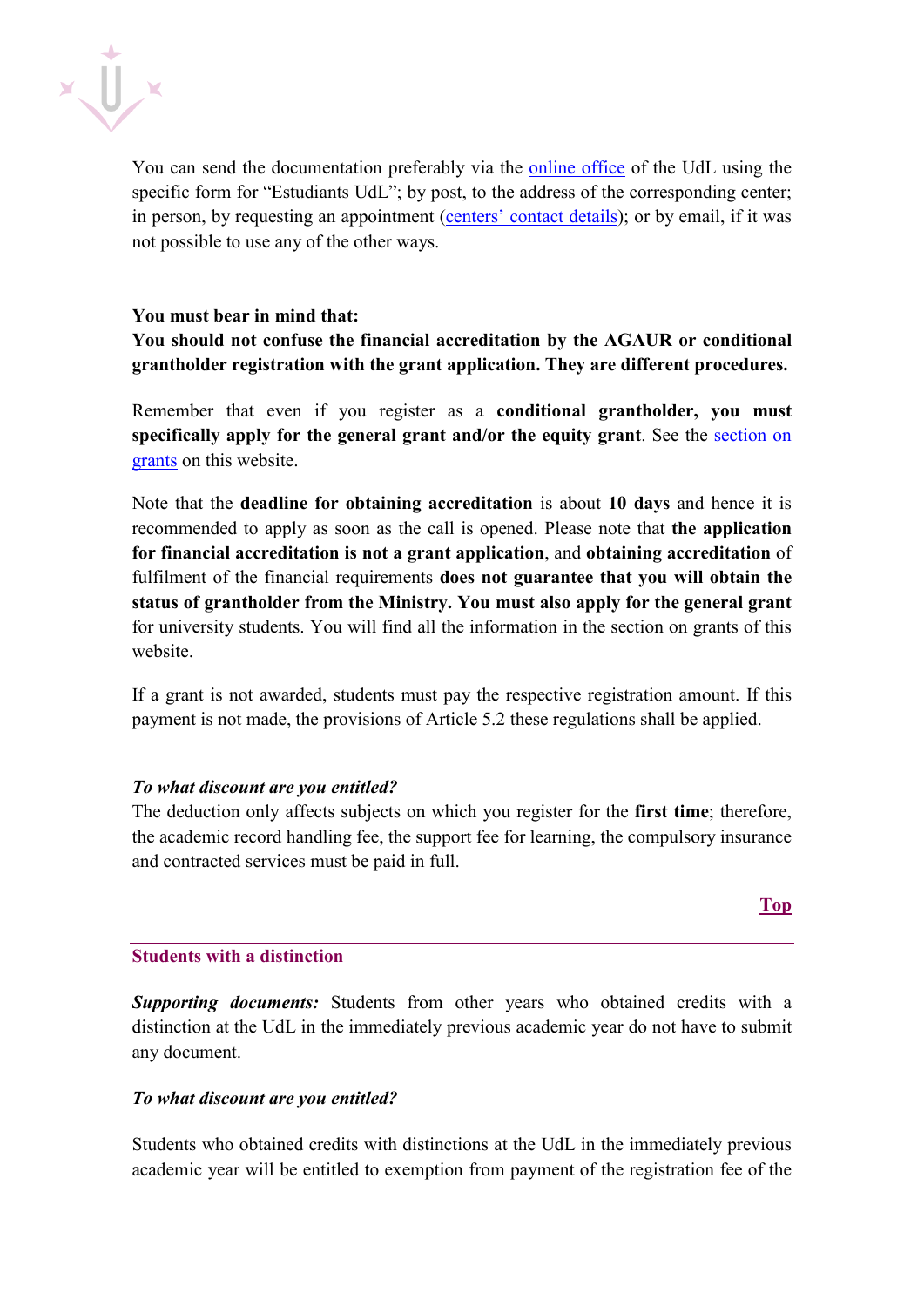You can send the documentation preferably via the online office of the UdL using the specific form for "Estudiants UdL"; by post, to the address of the corresponding center; in person, by requesting an appointment (centers' contact details); or by email, if it was not possible to use any of the other ways.

**You must bear in mind that:**
**You should not confuse the financial accreditation by the AGAUR or conditional grantholder registration with the grant application. They are different procedures.**

Remember that even if you register as a **conditional grantholder, you must specifically apply for the general grant and/or the equity grant**. See the section on grants on this website.

Note that the **deadline for obtaining accreditation** is about **10 days** and hence it is recommended to apply as soon as the call is opened. Please note that **the application for financial accreditation is not a grant application**, and **obtaining accreditation** of fulfilment of the financial requirements **does not guarantee that you will obtain the status of grantholder from the Ministry. You must also apply for the general grant** for university students. You will find all the information in the section on grants of this website.

If a grant is not awarded, students must pay the respective registration amount. If this payment is not made, the provisions of Article 5.2 these regulations shall be applied.

***To what discount are you entitled?***
The deduction only affects subjects on which you register for the **first time**; therefore, the academic record handling fee, the support fee for learning, the compulsory insurance and contracted services must be paid in full.

**Top**

## Students with a distinction

***Supporting documents:*** Students from other years who obtained credits with a distinction at the UdL in the immediately previous academic year do not have to submit any document.

***To what discount are you entitled?***

Students who obtained credits with distinctions at the UdL in the immediately previous academic year will be entitled to exemption from payment of the registration fee of the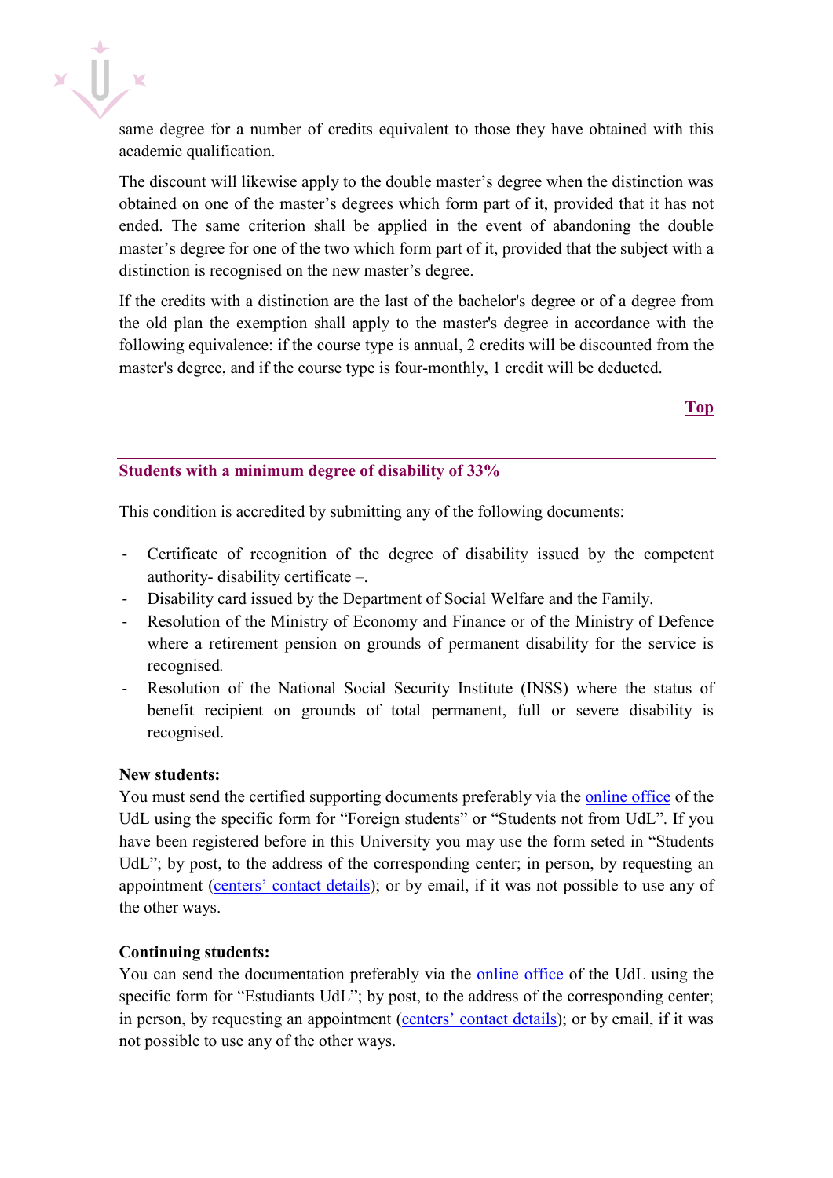same degree for a number of credits equivalent to those they have obtained with this academic qualification.

The discount will likewise apply to the double master's degree when the distinction was obtained on one of the master's degrees which form part of it, provided that it has not ended. The same criterion shall be applied in the event of abandoning the double master's degree for one of the two which form part of it, provided that the subject with a distinction is recognised on the new master's degree.

If the credits with a distinction are the last of the bachelor's degree or of a degree from the old plan the exemption shall apply to the master's degree in accordance with the following equivalence: if the course type is annual, 2 credits will be discounted from the master's degree, and if the course type is four-monthly, 1 credit will be deducted.

[Top]

## Students with a minimum degree of disability of 33%

This condition is accredited by submitting any of the following documents:

- Certificate of recognition of the degree of disability issued by the competent authority- disability certificate –.
- Disability card issued by the Department of Social Welfare and the Family.
- Resolution of the Ministry of Economy and Finance or of the Ministry of Defence where a retirement pension on grounds of permanent disability for the service is recognised.
- Resolution of the National Social Security Institute (INSS) where the status of benefit recipient on grounds of total permanent, full or severe disability is recognised.

**New students:**
You must send the certified supporting documents preferably via the online office of the UdL using the specific form for "Foreign students" or "Students not from UdL". If you have been registered before in this University you may use the form seted in "Students UdL"; by post, to the address of the corresponding center; in person, by requesting an appointment (centers' contact details); or by email, if it was not possible to use any of the other ways.

**Continuing students:**
You can send the documentation preferably via the online office of the UdL using the specific form for "Estudiants UdL"; by post, to the address of the corresponding center; in person, by requesting an appointment (centers' contact details); or by email, if it was not possible to use any of the other ways.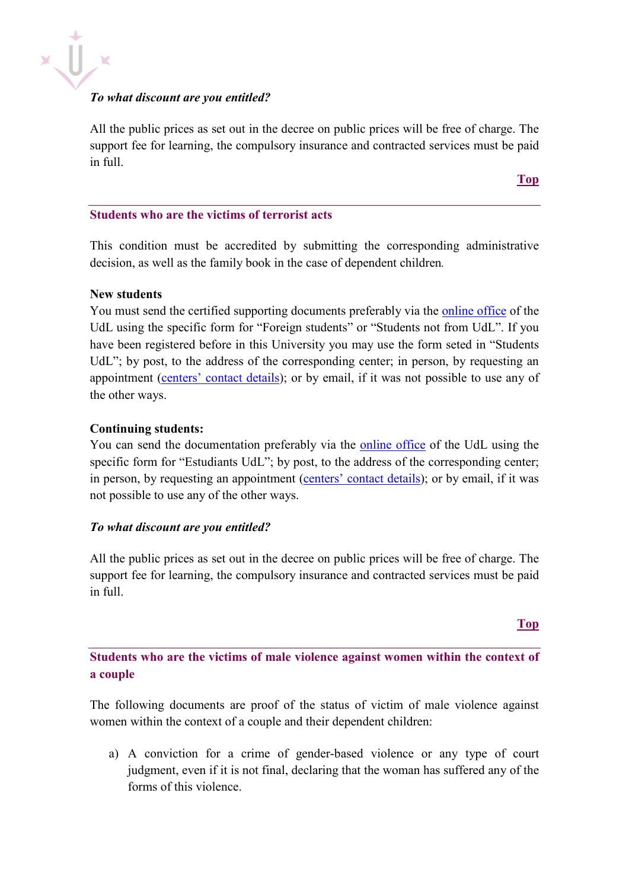*To what discount are you entitled?*

All the public prices as set out in the decree on public prices will be free of charge. The support fee for learning, the compulsory insurance and contracted services must be paid in full.

[Top](#)

---

## Students who are the victims of terrorist acts

This condition must be accredited by submitting the corresponding administrative decision, as well as the family book in the case of dependent children.

**New students**

You must send the certified supporting documents preferably via the [online office](#) of the UdL using the specific form for "Foreign students" or "Students not from UdL". If you have been registered before in this University you may use the form seted in "Students UdL"; by post, to the address of the corresponding center; in person, by requesting an appointment ([centers' contact details](#)); or by email, if it was not possible to use any of the other ways.

**Continuing students:**

You can send the documentation preferably via the [online office](#) of the UdL using the specific form for "Estudiants UdL"; by post, to the address of the corresponding center; in person, by requesting an appointment ([centers' contact details](#)); or by email, if it was not possible to use any of the other ways.

*To what discount are you entitled?*

All the public prices as set out in the decree on public prices will be free of charge. The support fee for learning, the compulsory insurance and contracted services must be paid in full.

[Top](#)

---

## Students who are the victims of male violence against women within the context of a couple

The following documents are proof of the status of victim of male violence against women within the context of a couple and their dependent children:

a) A conviction for a crime of gender-based violence or any type of court judgment, even if it is not final, declaring that the woman has suffered any of the forms of this violence.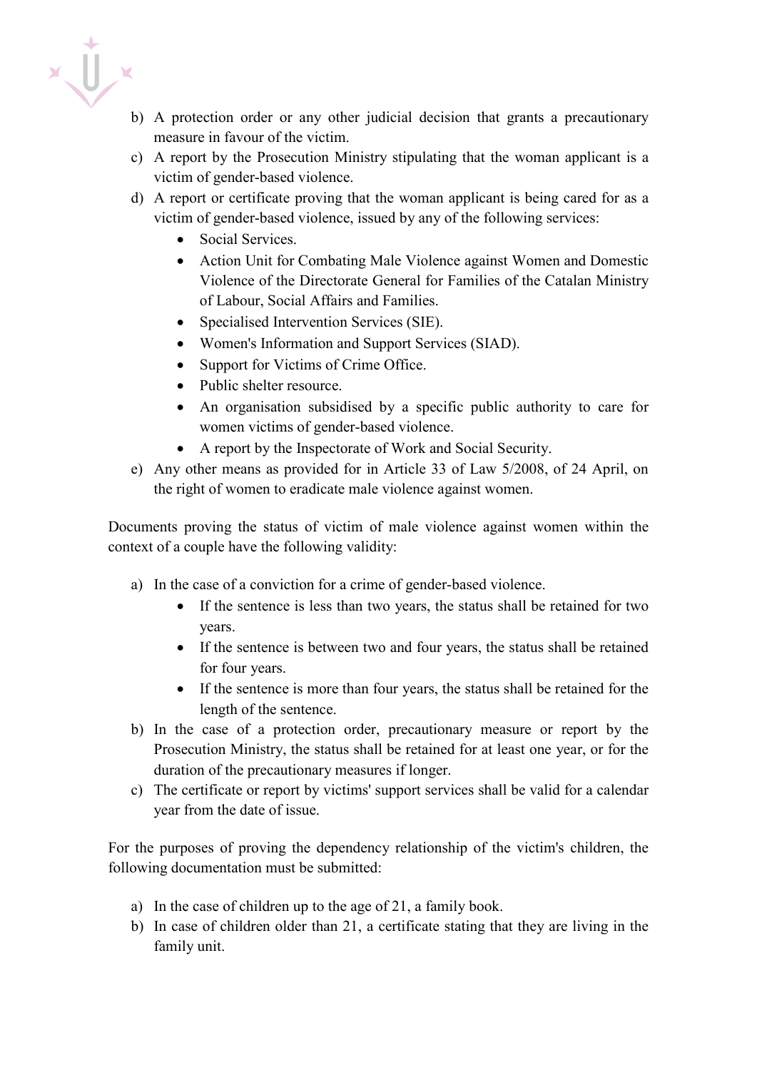b) A protection order or any other judicial decision that grants a precautionary measure in favour of the victim.
c) A report by the Prosecution Ministry stipulating that the woman applicant is a victim of gender-based violence.
d) A report or certificate proving that the woman applicant is being cared for as a victim of gender-based violence, issued by any of the following services:
    - Social Services.
    - Action Unit for Combating Male Violence against Women and Domestic Violence of the Directorate General for Families of the Catalan Ministry of Labour, Social Affairs and Families.
    - Specialised Intervention Services (SIE).
    - Women's Information and Support Services (SIAD).
    - Support for Victims of Crime Office.
    - Public shelter resource.
    - An organisation subsidised by a specific public authority to care for women victims of gender-based violence.
    - A report by the Inspectorate of Work and Social Security.
e) Any other means as provided for in Article 33 of Law 5/2008, of 24 April, on the right of women to eradicate male violence against women.

Documents proving the status of victim of male violence against women within the context of a couple have the following validity:

a) In the case of a conviction for a crime of gender-based violence.
    - If the sentence is less than two years, the status shall be retained for two years.
    - If the sentence is between two and four years, the status shall be retained for four years.
    - If the sentence is more than four years, the status shall be retained for the length of the sentence.
b) In the case of a protection order, precautionary measure or report by the Prosecution Ministry, the status shall be retained for at least one year, or for the duration of the precautionary measures if longer.
c) The certificate or report by victims' support services shall be valid for a calendar year from the date of issue.

For the purposes of proving the dependency relationship of the victim's children, the following documentation must be submitted:

a) In the case of children up to the age of 21, a family book.
b) In case of children older than 21, a certificate stating that they are living in the family unit.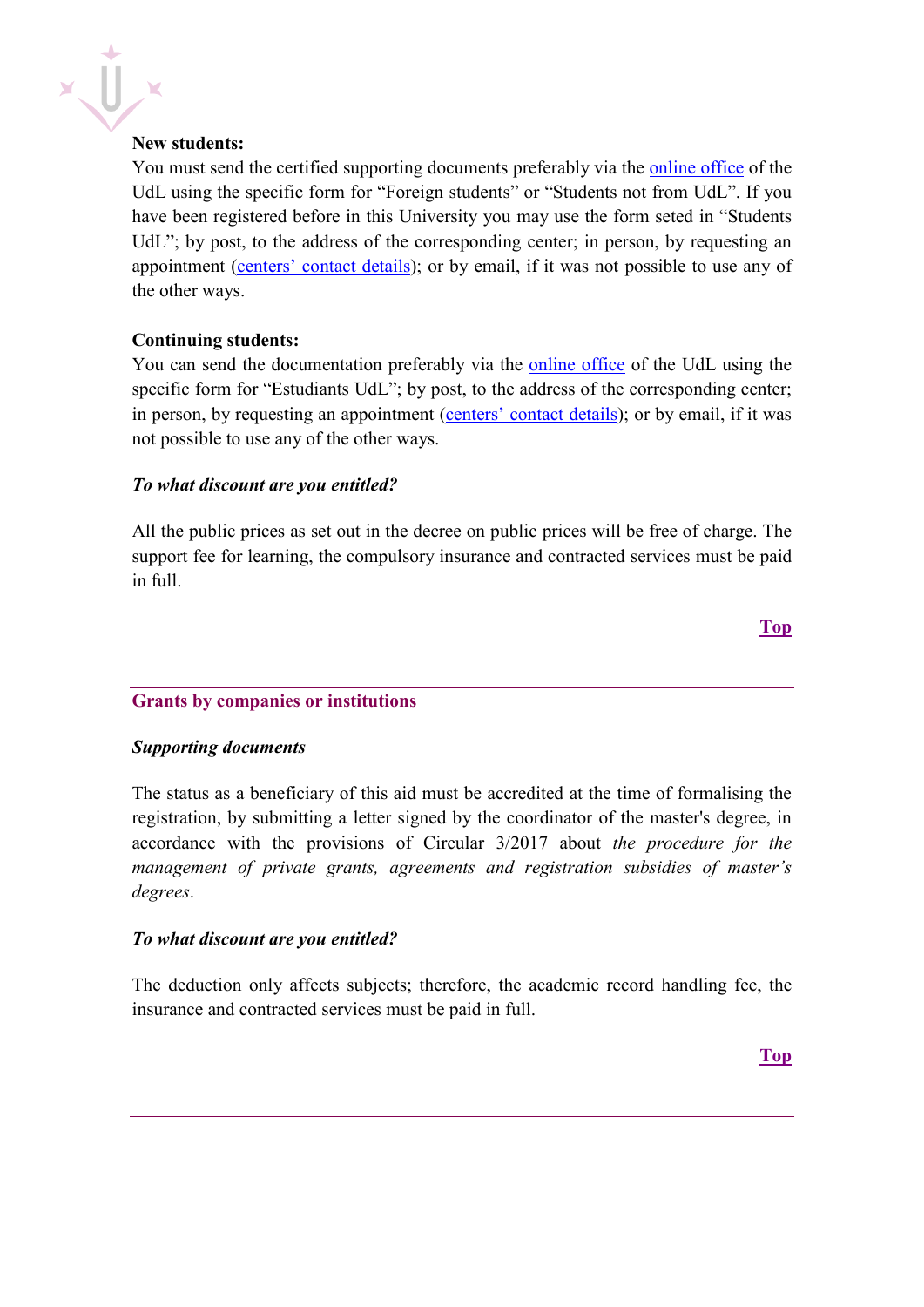**New students:**
You must send the certified supporting documents preferably via the online office of the UdL using the specific form for “Foreign students” or “Students not from UdL”. If you have been registered before in this University you may use the form seted in “Students UdL”; by post, to the address of the corresponding center; in person, by requesting an appointment (centers’ contact details); or by email, if it was not possible to use any of the other ways.

**Continuing students:**
You can send the documentation preferably via the online office of the UdL using the specific form for “Estudiants UdL”; by post, to the address of the corresponding center; in person, by requesting an appointment (centers’ contact details); or by email, if it was not possible to use any of the other ways.

***To what discount are you entitled?***

All the public prices as set out in the decree on public prices will be free of charge. The support fee for learning, the compulsory insurance and contracted services must be paid in full.

Top

## Grants by companies or institutions

***Supporting documents***

The status as a beneficiary of this aid must be accredited at the time of formalising the registration, by submitting a letter signed by the coordinator of the master's degree, in accordance with the provisions of Circular 3/2017 about *the procedure for the management of private grants, agreements and registration subsidies of master’s degrees*.

***To what discount are you entitled?***

The deduction only affects subjects; therefore, the academic record handling fee, the insurance and contracted services must be paid in full.

Top